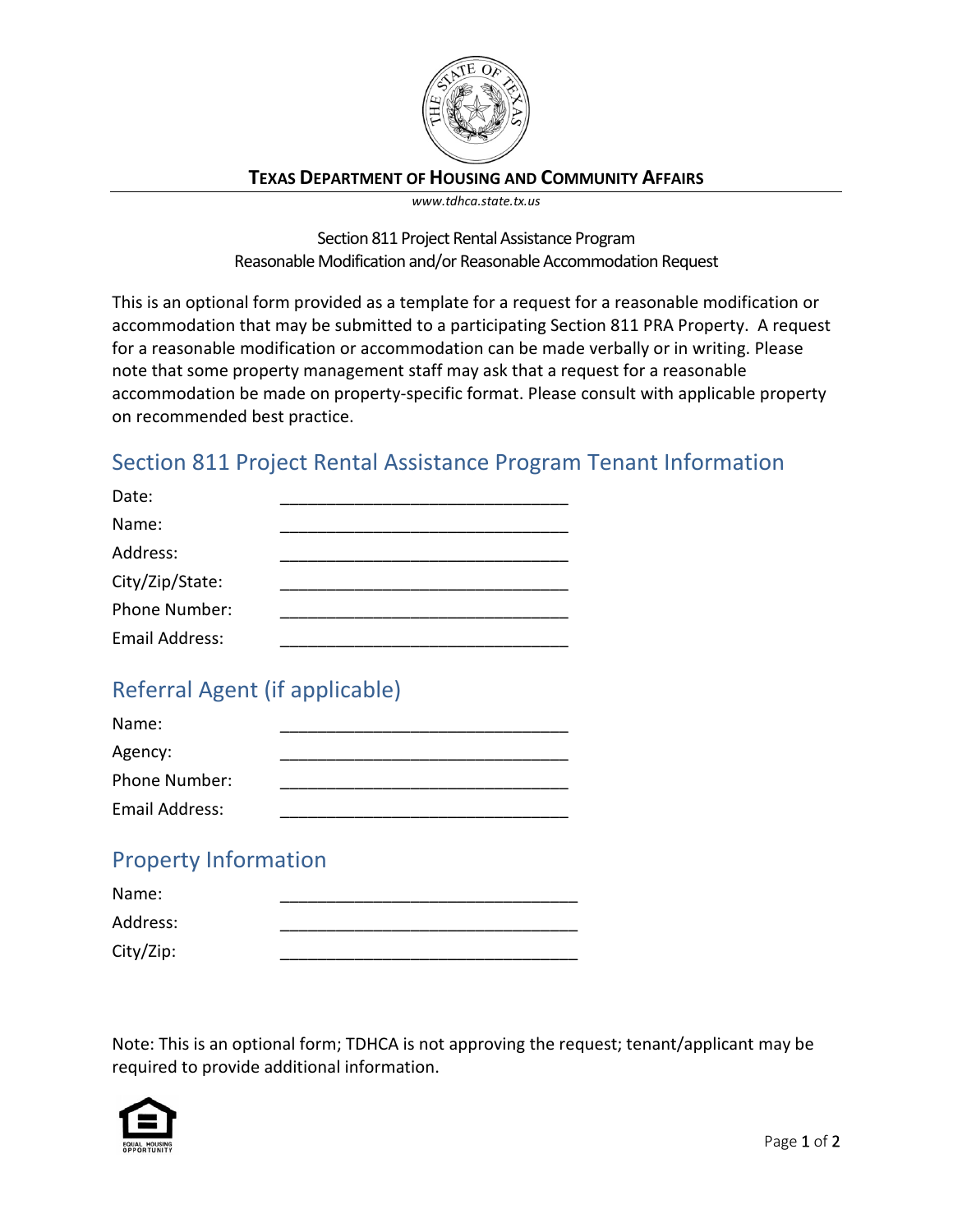**Texas Department of Housing and Community Affairs**

*www.tdhca.state.tx.us*

Section 811 Project Rental Assistance Program
Reasonable Modification and/or Reasonable Accommodation Request

This is an optional form provided as a template for a request for a reasonable modification or accommodation that may be submitted to a participating Section 811 PRA Property. A request for a reasonable modification or accommodation can be made verbally or in writing. Please note that some property management staff may ask that a request for a reasonable accommodation be made on property-specific format. Please consult with applicable property on recommended best practice.

## Section 811 Project Rental Assistance Program Tenant Information

Date: ______________________________

Name: ______________________________

Address: ______________________________

City/Zip/State: ______________________________

Phone Number: ______________________________

Email Address: ______________________________

## Referral Agent (if applicable)

Name: ______________________________

Agency: ______________________________

Phone Number: ______________________________

Email Address: ______________________________

## Property Information

Name: ______________________________

Address: ______________________________

City/Zip: ______________________________

Note: This is an optional form; TDHCA is not approving the request; tenant/applicant may be required to provide additional information.

EQUAL HOUSING OPPORTUNITY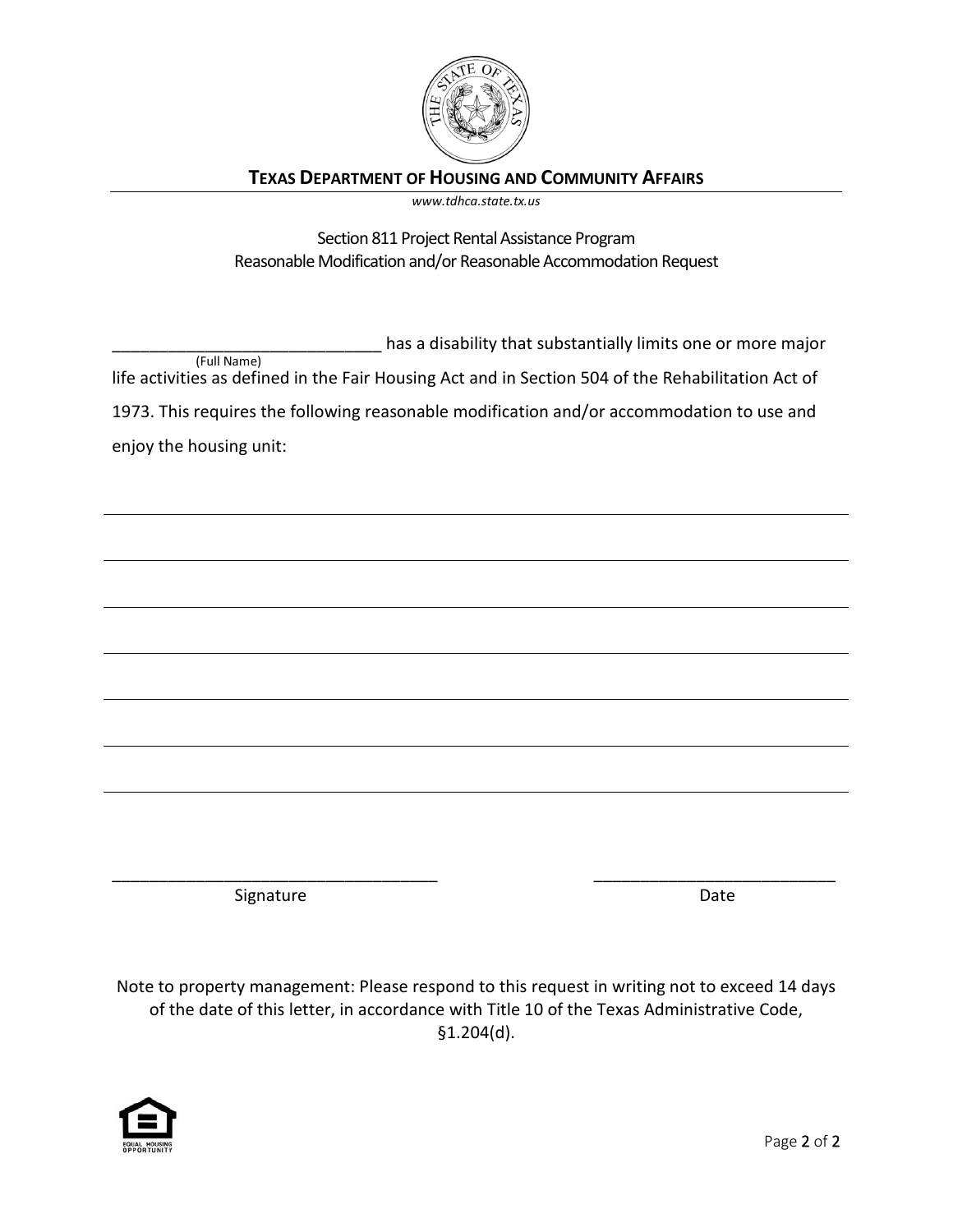**TEXAS DEPARTMENT OF HOUSING AND COMMUNITY AFFAIRS**

*www.tdhca.state.tx.us*

Section 811 Project Rental Assistance Program
Reasonable Modification and/or Reasonable Accommodation Request

_____________________________ has a disability that substantially limits one or more major
(Full Name)
life activities as defined in the Fair Housing Act and in Section 504 of the Rehabilitation Act of 1973. This requires the following reasonable modification and/or accommodation to use and enjoy the housing unit:

_____________________________________________________________________________

_____________________________________________________________________________

_____________________________________________________________________________

_____________________________________________________________________________

_____________________________________________________________________________

_____________________________________________________________________________

_____________________________________________________________________________

___________________________________ ___________________________
Signature Date

Note to property management: Please respond to this request in writing not to exceed 14 days of the date of this letter, in accordance with Title 10 of the Texas Administrative Code, §1.204(d).